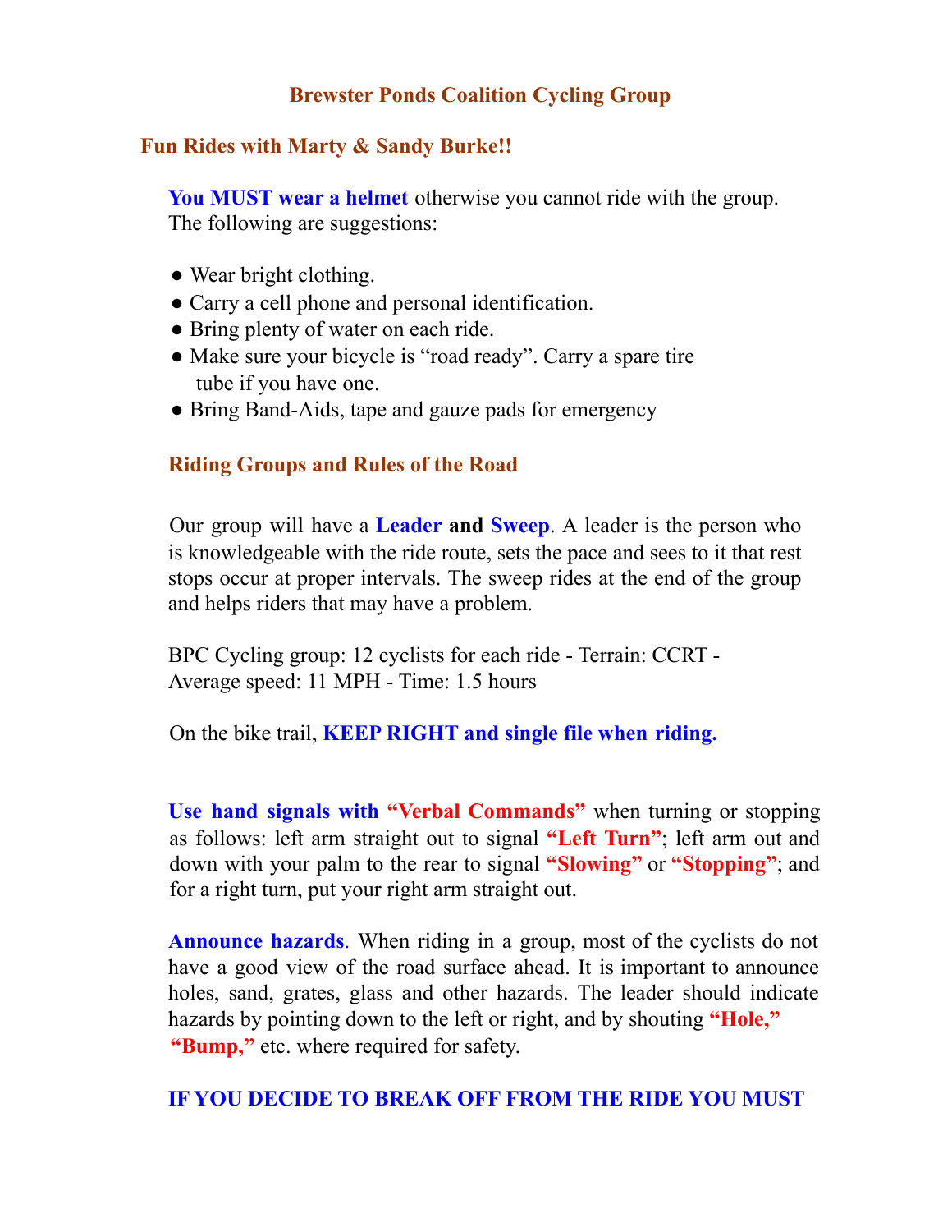# Brewster Ponds Coalition Cycling Group

## Fun Rides with Marty & Sandy Burke!!

**You MUST wear a helmet** otherwise you cannot ride with the group. The following are suggestions:

- Wear bright clothing.
- Carry a cell phone and personal identification.
- Bring plenty of water on each ride.
- Make sure your bicycle is "road ready". Carry a spare tire tube if you have one.
- Bring Band-Aids, tape and gauze pads for emergency

### Riding Groups and Rules of the Road

Our group will have a **Leader and Sweep**. A leader is the person who is knowledgeable with the ride route, sets the pace and sees to it that rest stops occur at proper intervals. The sweep rides at the end of the group and helps riders that may have a problem.

BPC Cycling group: 12 cyclists for each ride - Terrain: CCRT - Average speed: 11 MPH - Time: 1.5 hours

On the bike trail, **KEEP RIGHT and single file when riding.**

**Use hand signals with "Verbal Commands"** when turning or stopping as follows: left arm straight out to signal **"Left Turn"**; left arm out and down with your palm to the rear to signal **"Slowing"** or **"Stopping"**; and for a right turn, put your right arm straight out.

**Announce hazards**. When riding in a group, most of the cyclists do not have a good view of the road surface ahead. It is important to announce holes, sand, grates, glass and other hazards. The leader should indicate hazards by pointing down to the left or right, and by shouting **"Hole," "Bump,"** etc. where required for safety.

**IF YOU DECIDE TO BREAK OFF FROM THE RIDE YOU MUST**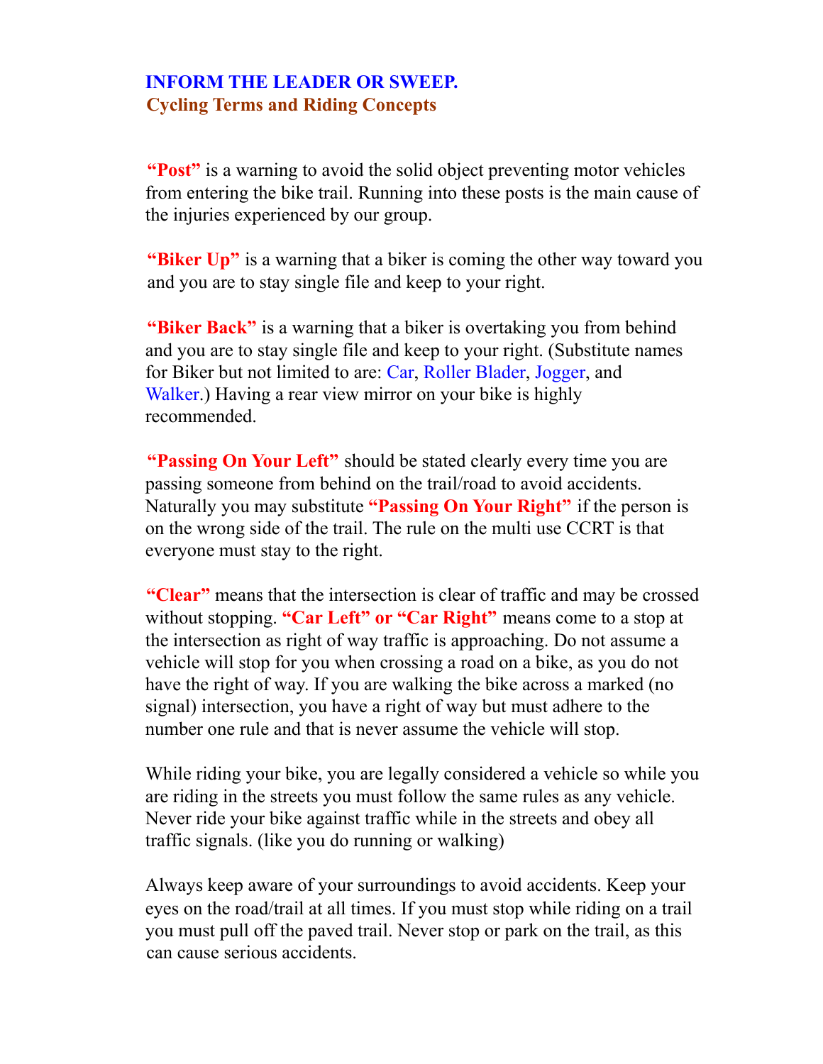**INFORM THE LEADER OR SWEEP.**

## Cycling Terms and Riding Concepts

**"Post"** is a warning to avoid the solid object preventing motor vehicles from entering the bike trail. Running into these posts is the main cause of the injuries experienced by our group.

**"Biker Up"** is a warning that a biker is coming the other way toward you and you are to stay single file and keep to your right.

**"Biker Back"** is a warning that a biker is overtaking you from behind and you are to stay single file and keep to your right. (Substitute names for Biker but not limited to are: Car, Roller Blader, Jogger, and Walker.) Having a rear view mirror on your bike is highly recommended.

**"Passing On Your Left"** should be stated clearly every time you are passing someone from behind on the trail/road to avoid accidents. Naturally you may substitute **"Passing On Your Right"** if the person is on the wrong side of the trail. The rule on the multi use CCRT is that everyone must stay to the right.

**"Clear"** means that the intersection is clear of traffic and may be crossed without stopping. **"Car Left" or "Car Right"** means come to a stop at the intersection as right of way traffic is approaching. Do not assume a vehicle will stop for you when crossing a road on a bike, as you do not have the right of way. If you are walking the bike across a marked (no signal) intersection, you have a right of way but must adhere to the number one rule and that is never assume the vehicle will stop.

While riding your bike, you are legally considered a vehicle so while you are riding in the streets you must follow the same rules as any vehicle. Never ride your bike against traffic while in the streets and obey all traffic signals. (like you do running or walking)

Always keep aware of your surroundings to avoid accidents. Keep your eyes on the road/trail at all times. If you must stop while riding on a trail you must pull off the paved trail. Never stop or park on the trail, as this can cause serious accidents.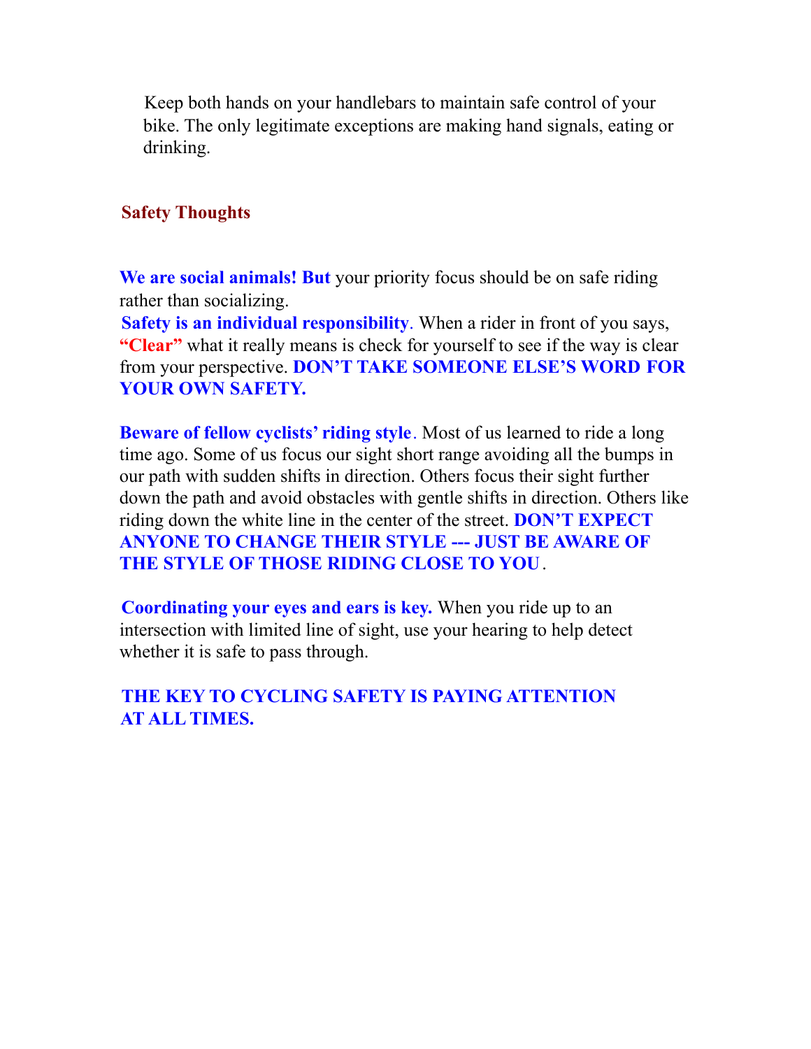Keep both hands on your handlebars to maintain safe control of your bike. The only legitimate exceptions are making hand signals, eating or drinking.

## Safety Thoughts

**We are social animals! But** your priority focus should be on safe riding rather than socializing.

**Safety is an individual responsibility**. When a rider in front of you says, **"Clear"** what it really means is check for yourself to see if the way is clear from your perspective. **DON'T TAKE SOMEONE ELSE'S WORD FOR YOUR OWN SAFETY.**

**Beware of fellow cyclists' riding style**. Most of us learned to ride a long time ago. Some of us focus our sight short range avoiding all the bumps in our path with sudden shifts in direction. Others focus their sight further down the path and avoid obstacles with gentle shifts in direction. Others like riding down the white line in the center of the street. **DON'T EXPECT ANYONE TO CHANGE THEIR STYLE --- JUST BE AWARE OF THE STYLE OF THOSE RIDING CLOSE TO YOU**.

**Coordinating your eyes and ears is key.** When you ride up to an intersection with limited line of sight, use your hearing to help detect whether it is safe to pass through.

**THE KEY TO CYCLING SAFETY IS PAYING ATTENTION AT ALL TIMES.**